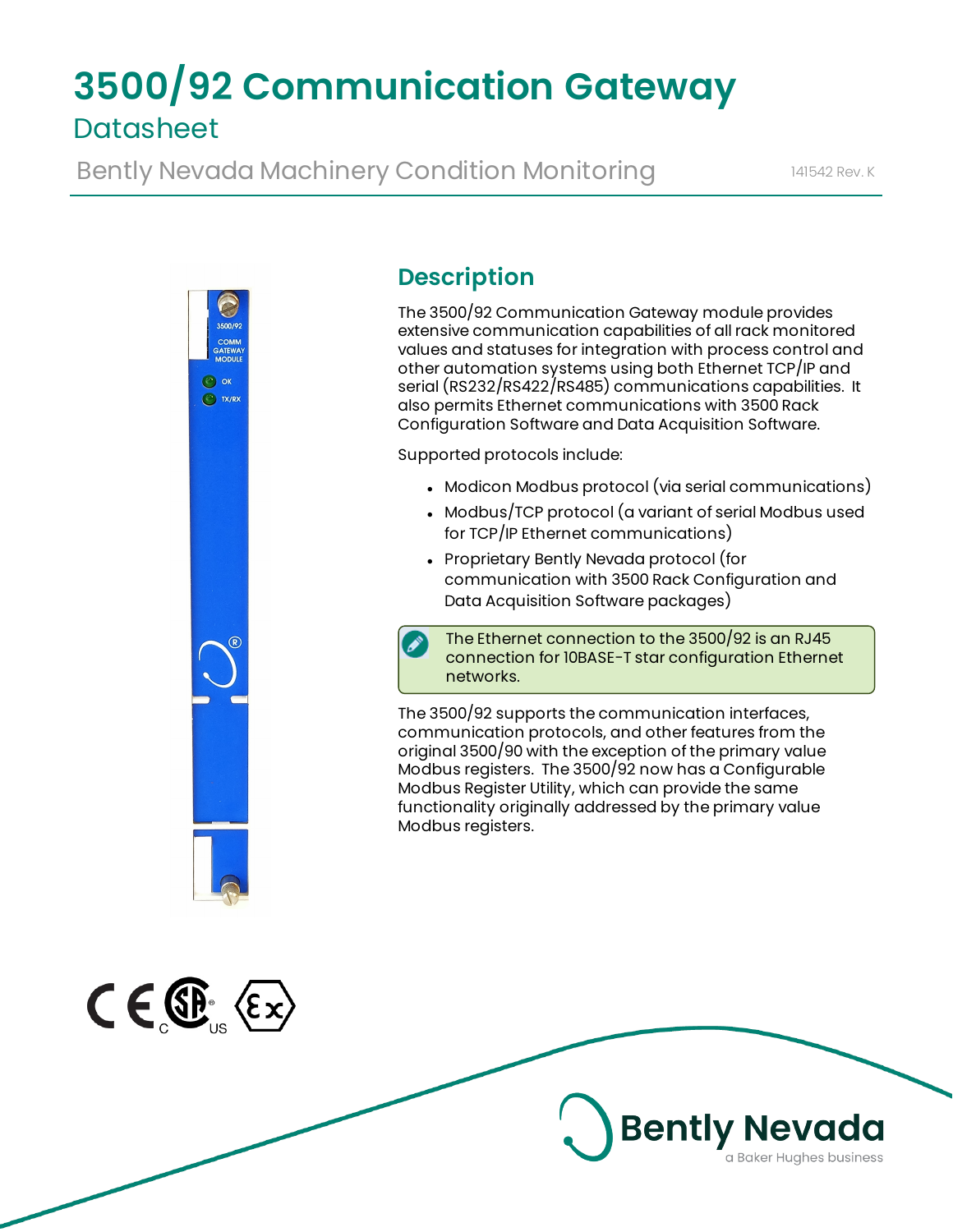# 3500/92 Communication Gateway

## Datasheet

Bently Nevada Machinery Condition Monitoring

141542 Rev. K

## Description

The 3500/92 Communication Gateway module provides extensive communication capabilities of all rack monitored values and statuses for integration with process control and other automation systems using both Ethernet TCP/IP and serial (RS232/RS422/RS485) communications capabilities. It also permits Ethernet communications with 3500 Rack Configuration Software and Data Acquisition Software.

Supported protocols include:

- Modicon Modbus protocol (via serial communications)
- Modbus/TCP protocol (a variant of serial Modbus used for TCP/IP Ethernet communications)
- Proprietary Bently Nevada protocol (for communication with 3500 Rack Configuration and Data Acquisition Software packages)

> The Ethernet connection to the 3500/92 is an RJ45 connection for 10BASE-T star configuration Ethernet networks.

The 3500/92 supports the communication interfaces, communication protocols, and other features from the original 3500/90 with the exception of the primary value Modbus registers. The 3500/92 now has a Configurable Modbus Register Utility, which can provide the same functionality originally addressed by the primary value Modbus registers.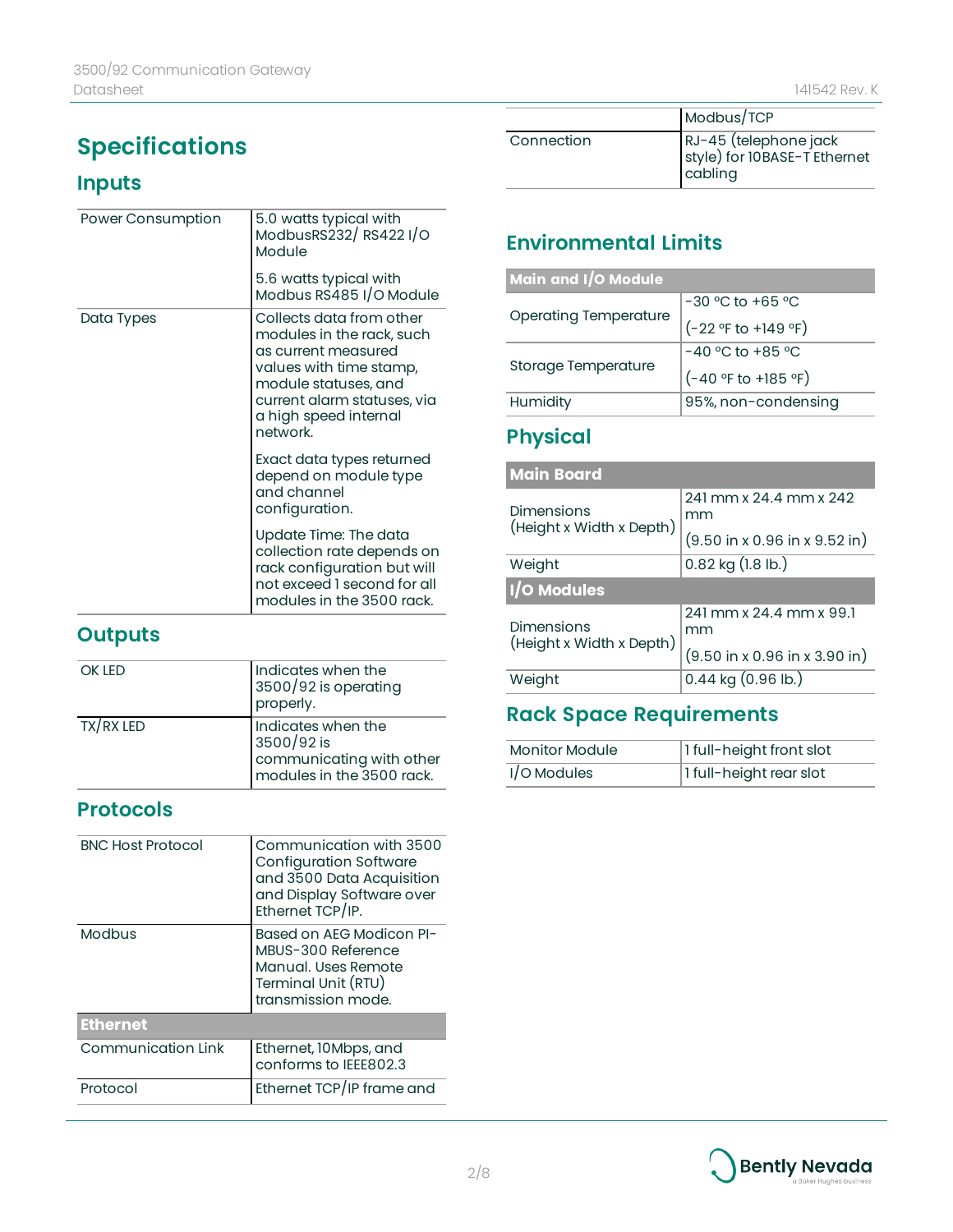# Specifications

## Inputs

| | |
|---|---|
| Power Consumption | 5.0 watts typical with ModbusRS232/ RS422 I/O Module<br><br>5.6 watts typical with Modbus RS485 I/O Module |
| Data Types | Collects data from other modules in the rack, such as current measured values with time stamp, module statuses, and current alarm statuses, via a high speed internal network.<br><br>Exact data types returned depend on module type and channel configuration.<br><br>Update Time: The data collection rate depends on rack configuration but will not exceed 1 second for all modules in the 3500 rack. |

## Outputs

| | |
|---|---|
| OK LED | Indicates when the 3500/92 is operating properly. |
| TX/RX LED | Indicates when the 3500/92 is communicating with other modules in the 3500 rack. |

## Protocols

| | |
|---|---|
| BNC Host Protocol | Communication with 3500 Configuration Software and 3500 Data Acquisition and Display Software over Ethernet TCP/IP. |
| Modbus | Based on AEG Modicon PI-MBUS-300 Reference Manual. Uses Remote Terminal Unit (RTU) transmission mode. |
| **Ethernet** | |
| Communication Link | Ethernet, 10Mbps, and conforms to IEEE802.3 |
| Protocol | Ethernet TCP/IP frame and Modbus/TCP |
| Connection | RJ-45 (telephone jack style) for 10BASE-T Ethernet cabling |

## Environmental Limits

| Main and I/O Module | |
|---|---|
| Operating Temperature | -30 °C to +65 °C<br><br>(-22 °F to +149 °F) |
| Storage Temperature | -40 °C to +85 °C<br><br>(-40 °F to +185 °F) |
| Humidity | 95%, non-condensing |

## Physical

| Main Board | |
|---|---|
| Dimensions (Height x Width x Depth) | 241 mm x 24.4 mm x 242 mm<br><br>(9.50 in x 0.96 in x 9.52 in) |
| Weight | 0.82 kg (1.8 lb.) |
| **I/O Modules** | |
| Dimensions (Height x Width x Depth) | 241 mm x 24.4 mm x 99.1 mm<br><br>(9.50 in x 0.96 in x 3.90 in) |
| Weight | 0.44 kg (0.96 lb.) |

## Rack Space Requirements

| | |
|---|---|
| Monitor Module | 1 full-height front slot |
| I/O Modules | 1 full-height rear slot |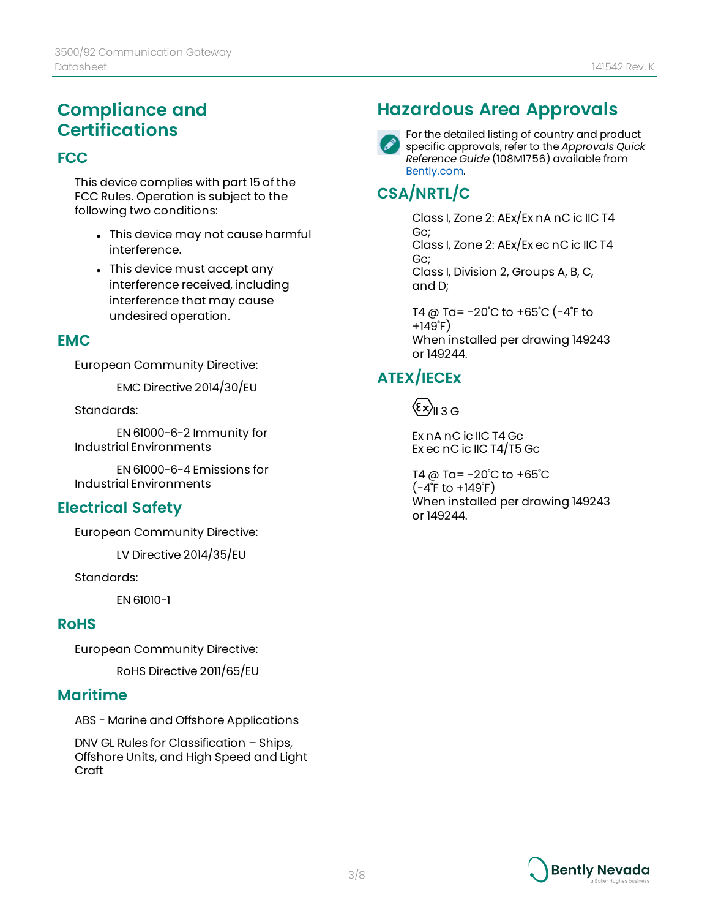# Compliance and Certifications

## FCC

This device complies with part 15 of the FCC Rules. Operation is subject to the following two conditions:

- This device may not cause harmful interference.
- This device must accept any interference received, including interference that may cause undesired operation.

## EMC

European Community Directive:

EMC Directive 2014/30/EU

Standards:

EN 61000-6-2 Immunity for Industrial Environments

EN 61000-6-4 Emissions for Industrial Environments

## Electrical Safety

European Community Directive:

LV Directive 2014/35/EU

Standards:

EN 61010-1

## RoHS

European Community Directive:

RoHS Directive 2011/65/EU

## Maritime

ABS - Marine and Offshore Applications

DNV GL Rules for Classification – Ships, Offshore Units, and High Speed and Light Craft

# Hazardous Area Approvals

For the detailed listing of country and product specific approvals, refer to the *Approvals Quick Reference Guide* (108M1756) available from Bently.com.

## CSA/NRTL/C

Class I, Zone 2: AEx/Ex nA nC ic IIC T4 Gc;
Class I, Zone 2: AEx/Ex ec nC ic IIC T4 Gc;
Class I, Division 2, Groups A, B, C, and D;

T4 @ Ta= -20˚C to +65˚C (-4˚F to +149˚F)
When installed per drawing 149243 or 149244.

## ATEX/IECEx

Ex II 3 G

Ex nA nC ic IIC T4 Gc
Ex ec nC ic IIC T4/T5 Gc

T4 @ Ta= -20˚C to +65˚C (-4˚F to +149˚F)
When installed per drawing 149243 or 149244.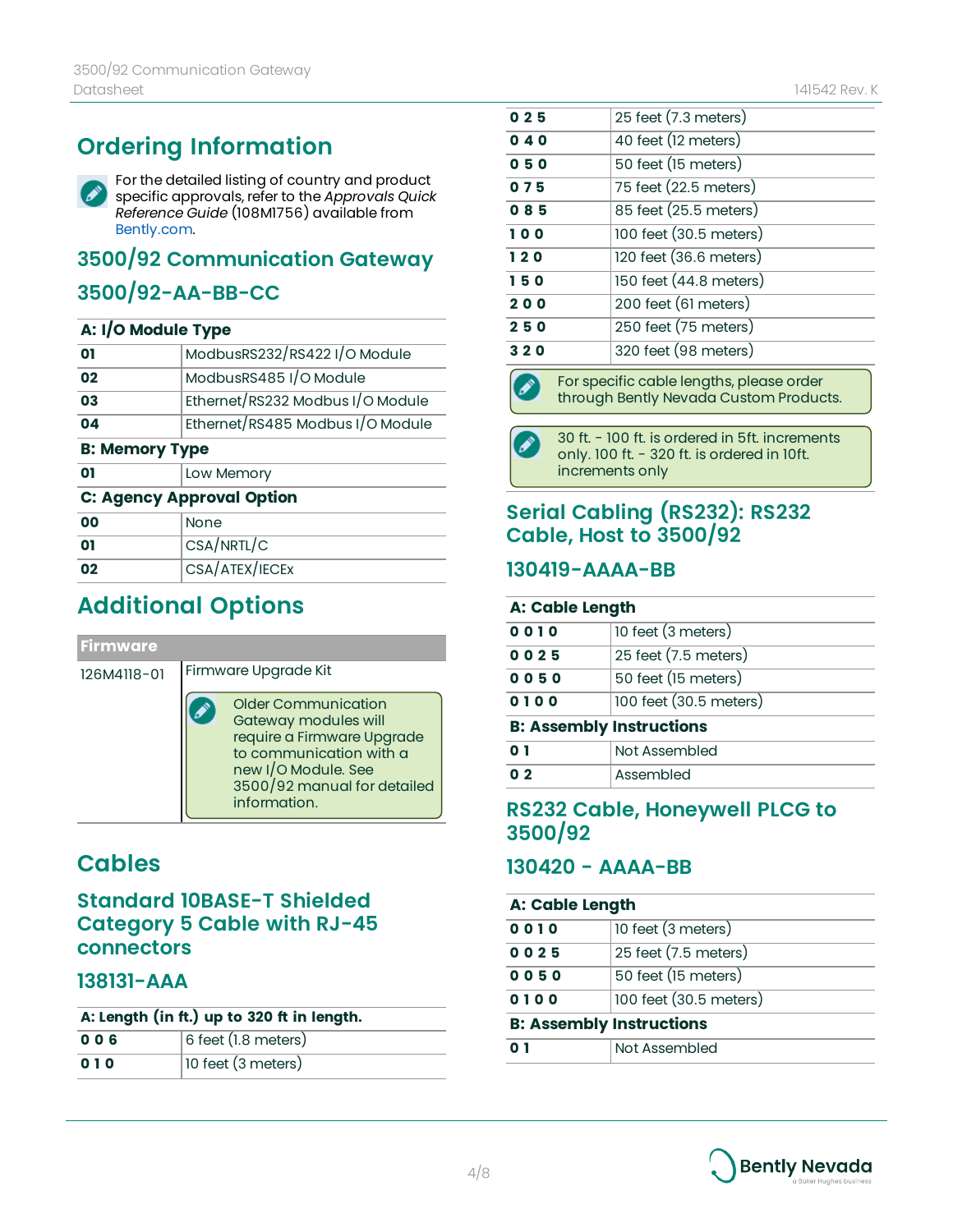# Ordering Information

For the detailed listing of country and product specific approvals, refer to the *Approvals Quick Reference Guide* (108M1756) available from Bently.com.

## 3500/92 Communication Gateway

## 3500/92-AA-BB-CC

| A: I/O Module Type | |
|---|---|
| **01** | ModbusRS232/RS422 I/O Module |
| **02** | ModbusRS485 I/O Module |
| **03** | Ethernet/RS232 Modbus I/O Module |
| **04** | Ethernet/RS485 Modbus I/O Module |
| **B: Memory Type** | |
| **01** | Low Memory |
| **C: Agency Approval Option** | |
| **00** | None |
| **01** | CSA/NRTL/C |
| **02** | CSA/ATEX/IECEx |

# Additional Options

| Firmware | |
|---|---|
| 126M4118-01 | Firmware Upgrade Kit<br>Older Communication Gateway modules will require a Firmware Upgrade to communication with a new I/O Module. See 3500/92 manual for detailed information. |

# Cables

## Standard 10BASE-T Shielded Category 5 Cable with RJ-45 connectors

## 138131-AAA

| A: Length (in ft.) up to 320 ft in length. | |
|---|---|
| **0 0 6** | 6 feet (1.8 meters) |
| **0 1 0** | 10 feet (3 meters) |
| **0 2 5** | 25 feet (7.3 meters) |
| **0 4 0** | 40 feet (12 meters) |
| **0 5 0** | 50 feet (15 meters) |
| **0 7 5** | 75 feet (22.5 meters) |
| **0 8 5** | 85 feet (25.5 meters) |
| **1 0 0** | 100 feet (30.5 meters) |
| **1 2 0** | 120 feet (36.6 meters) |
| **1 5 0** | 150 feet (44.8 meters) |
| **2 0 0** | 200 feet (61 meters) |
| **2 5 0** | 250 feet (75 meters) |
| **3 2 0** | 320 feet (98 meters) |

For specific cable lengths, please order through Bently Nevada Custom Products.

30 ft. - 100 ft. is ordered in 5ft. increments only. 100 ft. - 320 ft. is ordered in 10ft. increments only

## Serial Cabling (RS232): RS232 Cable, Host to 3500/92

## 130419-AAAA-BB

| A: Cable Length | |
|---|---|
| **0 0 1 0** | 10 feet (3 meters) |
| **0 0 2 5** | 25 feet (7.5 meters) |
| **0 0 5 0** | 50 feet (15 meters) |
| **0 1 0 0** | 100 feet (30.5 meters) |
| **B: Assembly Instructions** | |
| **0 1** | Not Assembled |
| **0 2** | Assembled |

## RS232 Cable, Honeywell PLCG to 3500/92

## 130420 - AAAA-BB

| A: Cable Length | |
|---|---|
| **0 0 1 0** | 10 feet (3 meters) |
| **0 0 2 5** | 25 feet (7.5 meters) |
| **0 0 5 0** | 50 feet (15 meters) |
| **0 1 0 0** | 100 feet (30.5 meters) |
| **B: Assembly Instructions** | |
| **0 1** | Not Assembled |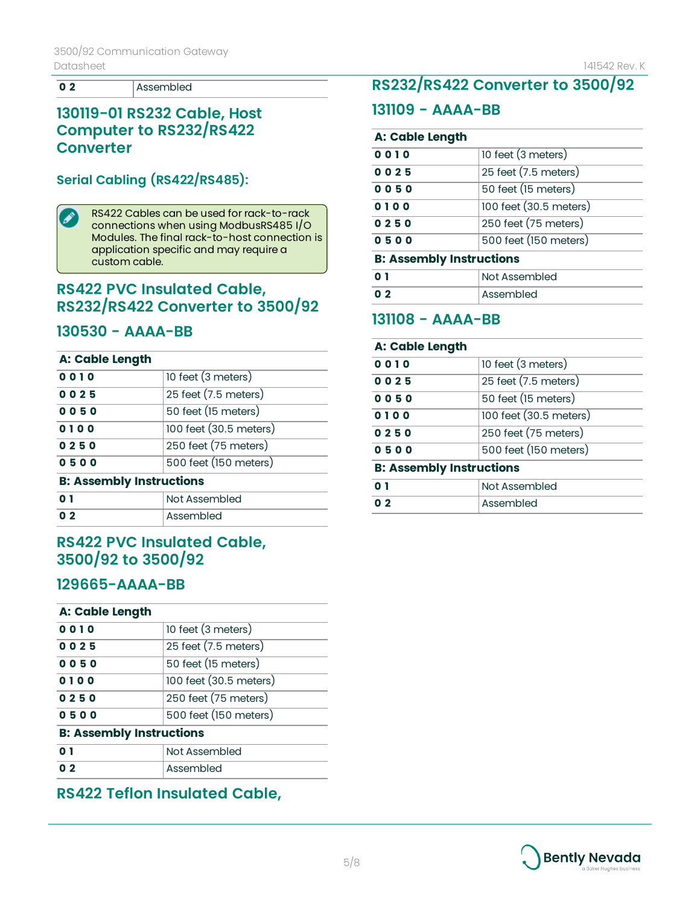| 0 2 | Assembled |
|---|---|

## 130119-01 RS232 Cable, Host Computer to RS232/RS422 Converter

### Serial Cabling (RS422/RS485):

> RS422 Cables can be used for rack-to-rack connections when using ModbusRS485 I/O Modules. The final rack-to-host connection is application specific and may require a custom cable.

## RS422 PVC Insulated Cable, RS232/RS422 Converter to 3500/92

### 130530 - AAAA-BB

| A: Cable Length | |
|---|---|
| 0 0 1 0 | 10 feet (3 meters) |
| 0 0 2 5 | 25 feet (7.5 meters) |
| 0 0 5 0 | 50 feet (15 meters) |
| 0 1 0 0 | 100 feet (30.5 meters) |
| 0 2 5 0 | 250 feet (75 meters) |
| 0 5 0 0 | 500 feet (150 meters) |
| **B: Assembly Instructions** | |
| 0 1 | Not Assembled |
| 0 2 | Assembled |

## RS422 PVC Insulated Cable, 3500/92 to 3500/92

### 129665-AAAA-BB

| A: Cable Length | |
|---|---|
| 0 0 1 0 | 10 feet (3 meters) |
| 0 0 2 5 | 25 feet (7.5 meters) |
| 0 0 5 0 | 50 feet (15 meters) |
| 0 1 0 0 | 100 feet (30.5 meters) |
| 0 2 5 0 | 250 feet (75 meters) |
| 0 5 0 0 | 500 feet (150 meters) |
| **B: Assembly Instructions** | |
| 0 1 | Not Assembled |
| 0 2 | Assembled |

## RS422 Teflon Insulated Cable, RS232/RS422 Converter to 3500/92

### 131109 - AAAA-BB

| A: Cable Length | |
|---|---|
| 0 0 1 0 | 10 feet (3 meters) |
| 0 0 2 5 | 25 feet (7.5 meters) |
| 0 0 5 0 | 50 feet (15 meters) |
| 0 1 0 0 | 100 feet (30.5 meters) |
| 0 2 5 0 | 250 feet (75 meters) |
| 0 5 0 0 | 500 feet (150 meters) |
| **B: Assembly Instructions** | |
| 0 1 | Not Assembled |
| 0 2 | Assembled |

### 131108 - AAAA-BB

| A: Cable Length | |
|---|---|
| 0 0 1 0 | 10 feet (3 meters) |
| 0 0 2 5 | 25 feet (7.5 meters) |
| 0 0 5 0 | 50 feet (15 meters) |
| 0 1 0 0 | 100 feet (30.5 meters) |
| 0 2 5 0 | 250 feet (75 meters) |
| 0 5 0 0 | 500 feet (150 meters) |
| **B: Assembly Instructions** | |
| 0 1 | Not Assembled |
| 0 2 | Assembled |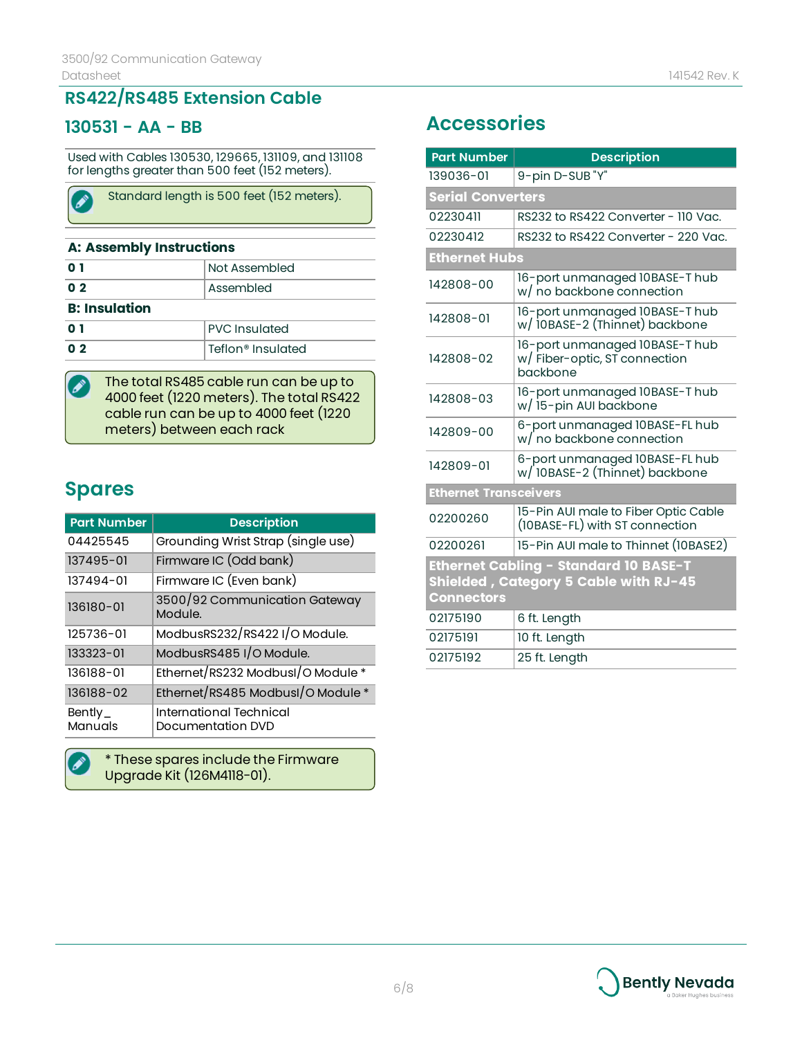## RS422/RS485 Extension Cable

## 130531 - AA - BB

Used with Cables 130530, 129665, 131109, and 131108 for lengths greater than 500 feet (152 meters).

Standard length is 500 feet (152 meters).

| A: Assembly Instructions | |
|---|---|
| 0 1 | Not Assembled |
| 0 2 | Assembled |
| **B: Insulation** | |
| 0 1 | PVC Insulated |
| 0 2 | Teflon® Insulated |

The total RS485 cable run can be up to 4000 feet (1220 meters). The total RS422 cable run can be up to 4000 feet (1220 meters) between each rack

## Spares

| Part Number | Description |
|---|---|
| 04425545 | Grounding Wrist Strap (single use) |
| 137495-01 | Firmware IC (Odd bank) |
| 137494-01 | Firmware IC (Even bank) |
| 136180-01 | 3500/92 Communication Gateway Module. |
| 125736-01 | ModbusRS232/RS422 I/O Module. |
| 133323-01 | ModbusRS485 I/O Module. |
| 136188-01 | Ethernet/RS232 ModbusI/O Module * |
| 136188-02 | Ethernet/RS485 ModbusI/O Module * |
| Bently_ Manuals | International Technical Documentation DVD |

* These spares include the Firmware Upgrade Kit (126M4118-01).

## Accessories

| Part Number | Description |
|---|---|
| 139036-01 | 9-pin D-SUB "Y" |
| **Serial Converters** | |
| 02230411 | RS232 to RS422 Converter - 110 Vac. |
| 02230412 | RS232 to RS422 Converter - 220 Vac. |
| **Ethernet Hubs** | |
| 142808-00 | 16-port unmanaged 10BASE-T hub w/ no backbone connection |
| 142808-01 | 16-port unmanaged 10BASE-T hub w/ 10BASE-2 (Thinnet) backbone |
| 142808-02 | 16-port unmanaged 10BASE-T hub w/ Fiber-optic, ST connection backbone |
| 142808-03 | 16-port unmanaged 10BASE-T hub w/ 15-pin AUI backbone |
| 142809-00 | 6-port unmanaged 10BASE-FL hub w/ no backbone connection |
| 142809-01 | 6-port unmanaged 10BASE-FL hub w/ 10BASE-2 (Thinnet) backbone |
| **Ethernet Transceivers** | |
| 02200260 | 15-Pin AUI male to Fiber Optic Cable (10BASE-FL) with ST connection |
| 02200261 | 15-Pin AUI male to Thinnet (10BASE2) |
| **Ethernet Cabling - Standard 10 BASE-T Shielded , Category 5 Cable with RJ-45 Connectors** | |
| 02175190 | 6 ft. Length |
| 02175191 | 10 ft. Length |
| 02175192 | 25 ft. Length |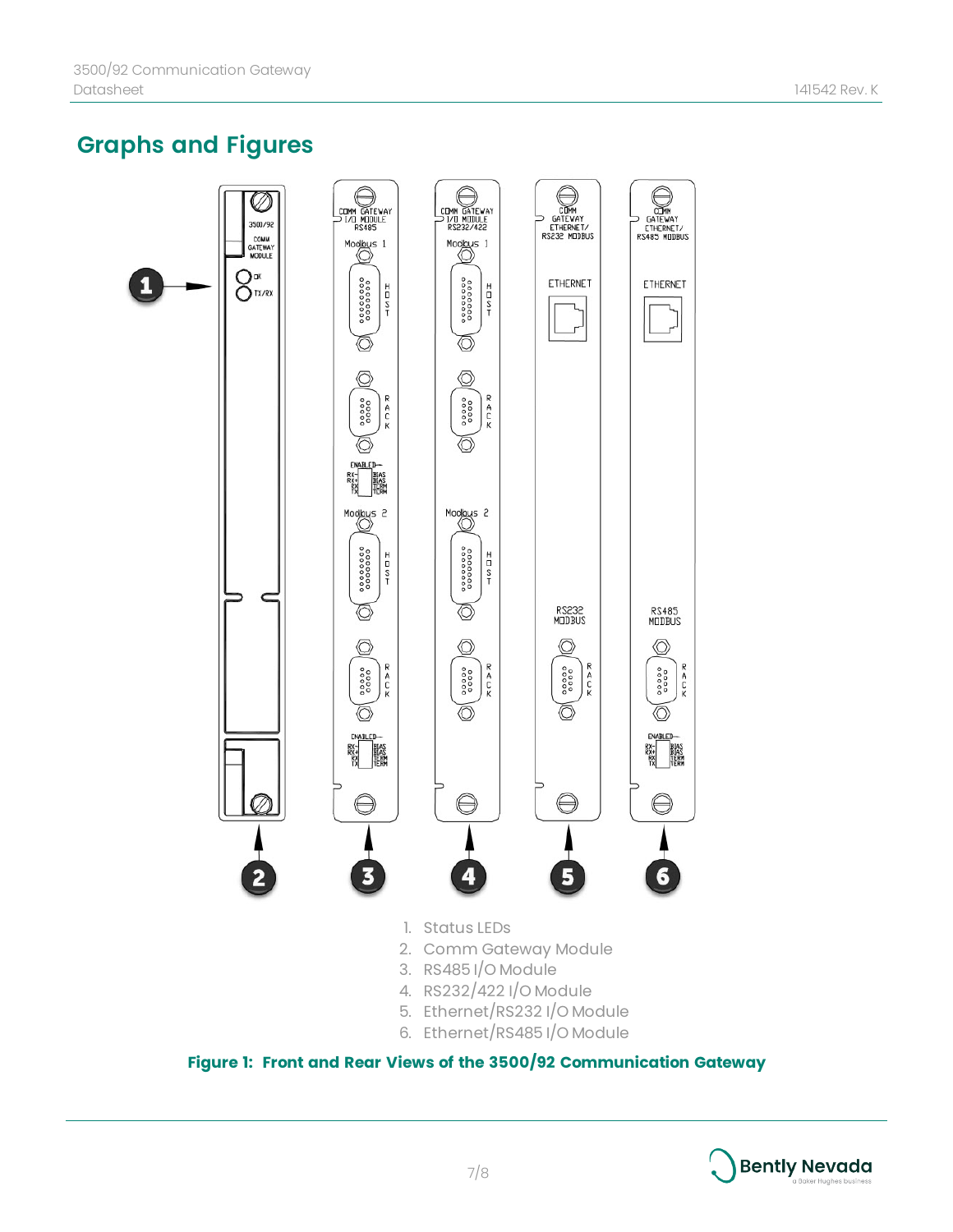## Graphs and Figures

1. Status LEDs
2. Comm Gateway Module
3. RS485 I/O Module
4. RS232/422 I/O Module
5. Ethernet/RS232 I/O Module
6. Ethernet/RS485 I/O Module

**Figure 1: Front and Rear Views of the 3500/92 Communication Gateway**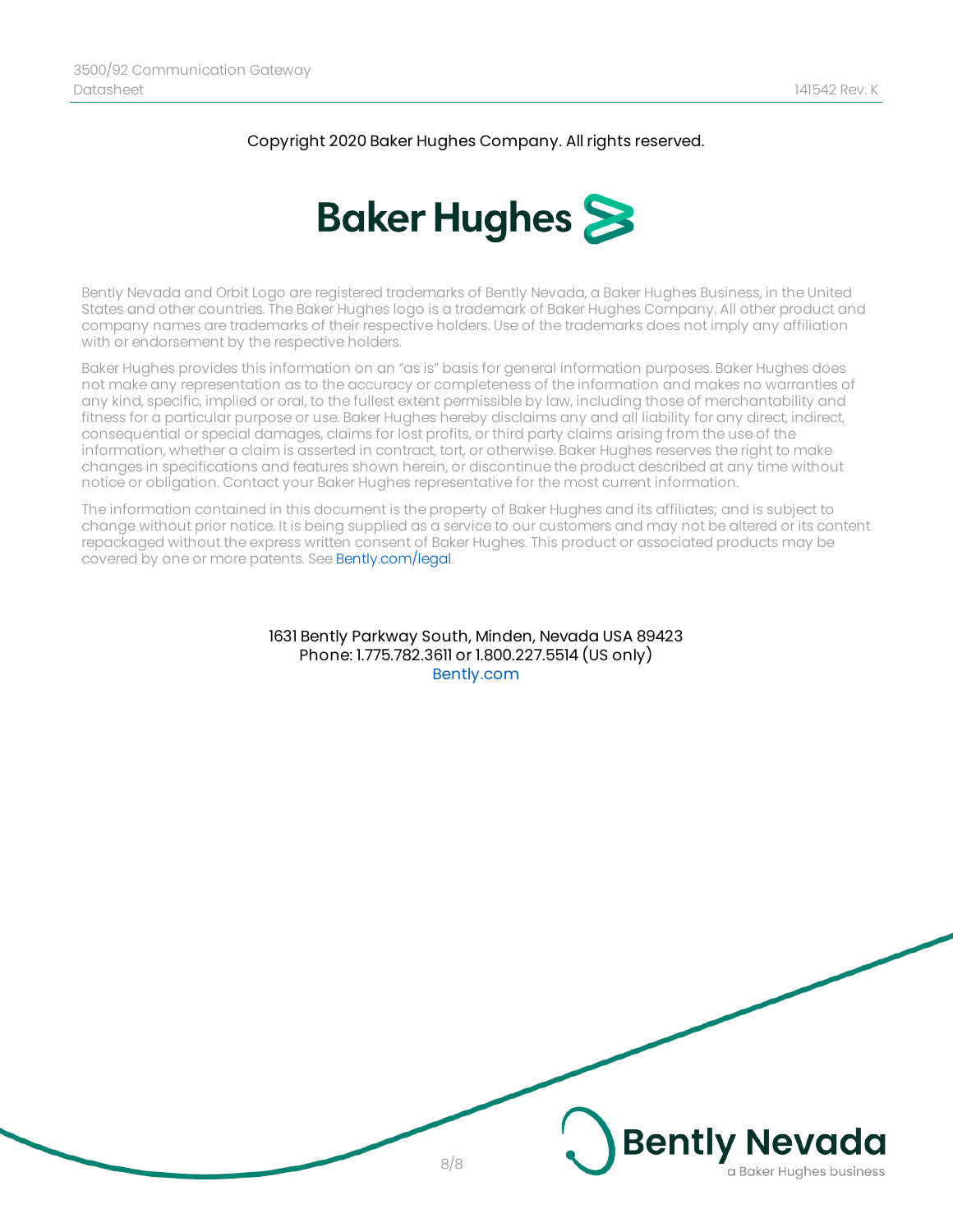Copyright 2020 Baker Hughes Company. All rights reserved.

Baker Hughes

Bently Nevada and Orbit Logo are registered trademarks of Bently Nevada, a Baker Hughes Business, in the United States and other countries. The Baker Hughes logo is a trademark of Baker Hughes Company. All other product and company names are trademarks of their respective holders. Use of the trademarks does not imply any affiliation with or endorsement by the respective holders.

Baker Hughes provides this information on an "as is" basis for general information purposes. Baker Hughes does not make any representation as to the accuracy or completeness of the information and makes no warranties of any kind, specific, implied or oral, to the fullest extent permissible by law, including those of merchantability and fitness for a particular purpose or use. Baker Hughes hereby disclaims any and all liability for any direct, indirect, consequential or special damages, claims for lost profits, or third party claims arising from the use of the information, whether a claim is asserted in contract, tort, or otherwise. Baker Hughes reserves the right to make changes in specifications and features shown herein, or discontinue the product described at any time without notice or obligation. Contact your Baker Hughes representative for the most current information.

The information contained in this document is the property of Baker Hughes and its affiliates; and is subject to change without prior notice. It is being supplied as a service to our customers and may not be altered or its content repackaged without the express written consent of Baker Hughes. This product or associated products may be covered by one or more patents. See Bently.com/legal.

1631 Bently Parkway South, Minden, Nevada USA 89423
Phone: 1.775.782.3611 or 1.800.227.5514 (US only)
Bently.com

Bently Nevada
a Baker Hughes business